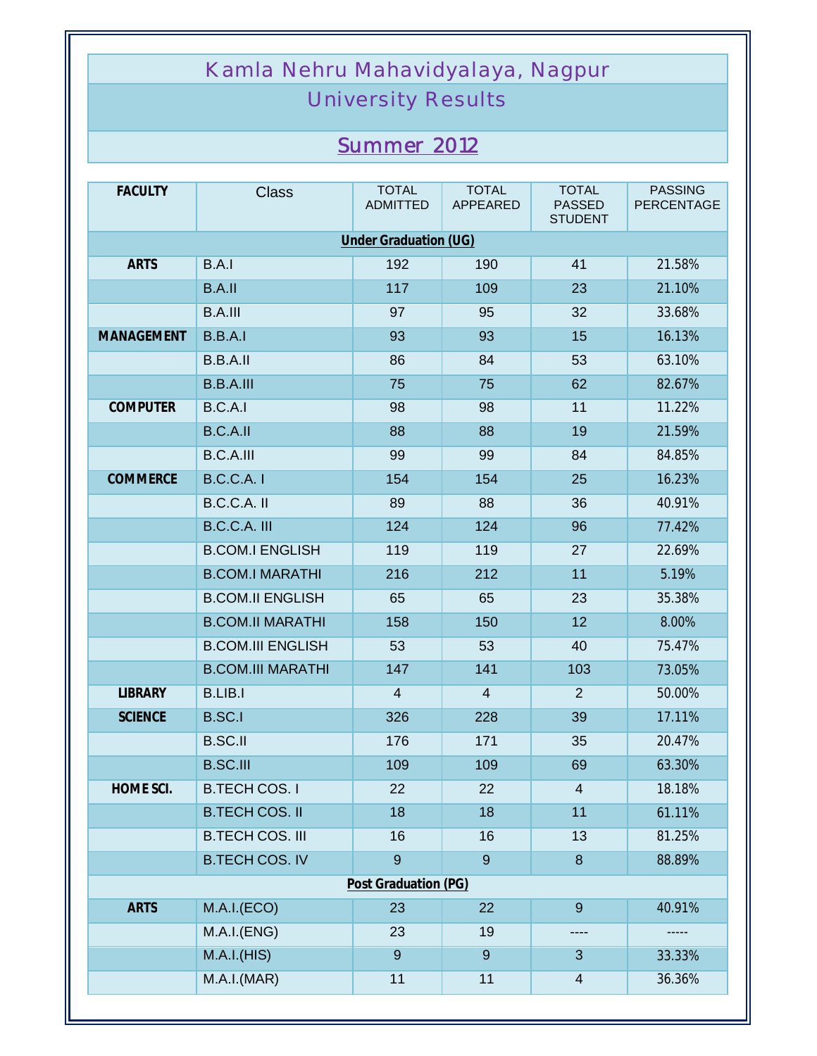# Kamla Nehru Mahavidyalaya, Nagpur

## University Results

## Summer 2012

| FACULTY | Class | TOTAL ADMITTED | TOTAL APPEARED | TOTAL PASSED STUDENT | PASSING PERCENTAGE |
|---|---|---|---|---|---|
| **Under Graduation (UG)** | | | | | |
| ARTS | B.A.I | 192 | 190 | 41 | 21.58% |
| | B.A.II | 117 | 109 | 23 | 21.10% |
| | B.A.III | 97 | 95 | 32 | 33.68% |
| MANAGEMENT | B.B.A.I | 93 | 93 | 15 | 16.13% |
| | B.B.A.II | 86 | 84 | 53 | 63.10% |
| | B.B.A.III | 75 | 75 | 62 | 82.67% |
| COMPUTER | B.C.A.I | 98 | 98 | 11 | 11.22% |
| | B.C.A.II | 88 | 88 | 19 | 21.59% |
| | B.C.A.III | 99 | 99 | 84 | 84.85% |
| COMMERCE | B.C.C.A. I | 154 | 154 | 25 | 16.23% |
| | B.C.C.A. II | 89 | 88 | 36 | 40.91% |
| | B.C.C.A. III | 124 | 124 | 96 | 77.42% |
| | B.COM.I ENGLISH | 119 | 119 | 27 | 22.69% |
| | B.COM.I MARATHI | 216 | 212 | 11 | 5.19% |
| | B.COM.II ENGLISH | 65 | 65 | 23 | 35.38% |
| | B.COM.II MARATHI | 158 | 150 | 12 | 8.00% |
| | B.COM.III ENGLISH | 53 | 53 | 40 | 75.47% |
| | B.COM.III MARATHI | 147 | 141 | 103 | 73.05% |
| LIBRARY | B.LIB.I | 4 | 4 | 2 | 50.00% |
| SCIENCE | B.SC.I | 326 | 228 | 39 | 17.11% |
| | B.SC.II | 176 | 171 | 35 | 20.47% |
| | B.SC.III | 109 | 109 | 69 | 63.30% |
| HOME SCI. | B.TECH COS. I | 22 | 22 | 4 | 18.18% |
| | B.TECH COS. II | 18 | 18 | 11 | 61.11% |
| | B.TECH COS. III | 16 | 16 | 13 | 81.25% |
| | B.TECH COS. IV | 9 | 9 | 8 | 88.89% |
| **Post Graduation (PG)** | | | | | |
| ARTS | M.A.I.(ECO) | 23 | 22 | 9 | 40.91% |
| | M.A.I.(ENG) | 23 | 19 | ---- | ----- |
| | M.A.I.(HIS) | 9 | 9 | 3 | 33.33% |
| | M.A.I.(MAR) | 11 | 11 | 4 | 36.36% |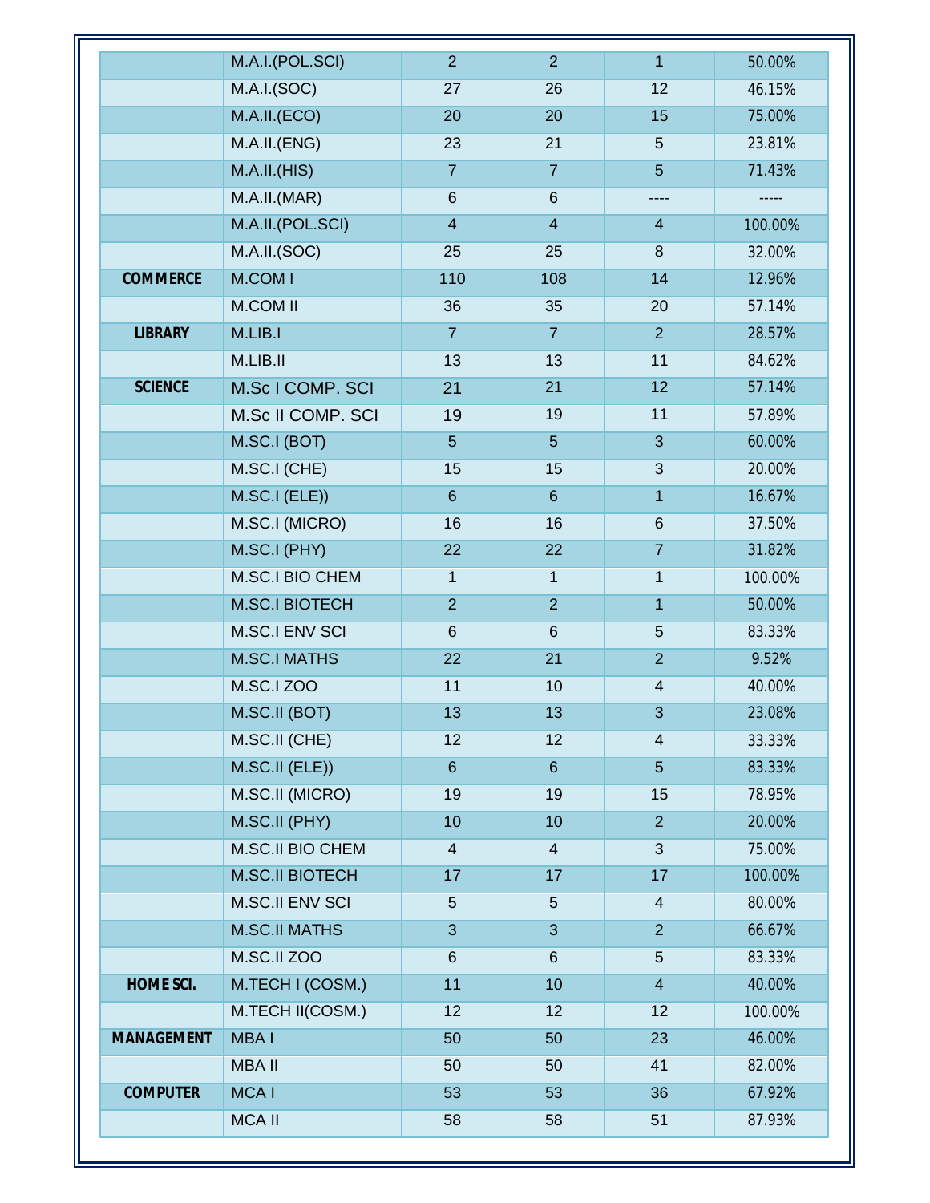| | | | | | |
|---|---|---|---|---|---|
| | M.A.I.(POL.SCI) | 2 | 2 | 1 | 50.00% |
| | M.A.I.(SOC) | 27 | 26 | 12 | 46.15% |
| | M.A.II.(ECO) | 20 | 20 | 15 | 75.00% |
| | M.A.II.(ENG) | 23 | 21 | 5 | 23.81% |
| | M.A.II.(HIS) | 7 | 7 | 5 | 71.43% |
| | M.A.II.(MAR) | 6 | 6 | ---- | ----- |
| | M.A.II.(POL.SCI) | 4 | 4 | 4 | 100.00% |
| | M.A.II.(SOC) | 25 | 25 | 8 | 32.00% |
| **COMMERCE** | M.COM I | 110 | 108 | 14 | 12.96% |
| | M.COM II | 36 | 35 | 20 | 57.14% |
| **LIBRARY** | M.LIB.I | 7 | 7 | 2 | 28.57% |
| | M.LIB.II | 13 | 13 | 11 | 84.62% |
| **SCIENCE** | M.Sc I COMP. SCI | 21 | 21 | 12 | 57.14% |
| | M.Sc II COMP. SCI | 19 | 19 | 11 | 57.89% |
| | M.SC.I (BOT) | 5 | 5 | 3 | 60.00% |
| | M.SC.I (CHE) | 15 | 15 | 3 | 20.00% |
| | M.SC.I (ELE)) | 6 | 6 | 1 | 16.67% |
| | M.SC.I (MICRO) | 16 | 16 | 6 | 37.50% |
| | M.SC.I (PHY) | 22 | 22 | 7 | 31.82% |
| | M.SC.I BIO CHEM | 1 | 1 | 1 | 100.00% |
| | M.SC.I BIOTECH | 2 | 2 | 1 | 50.00% |
| | M.SC.I ENV SCI | 6 | 6 | 5 | 83.33% |
| | M.SC.I MATHS | 22 | 21 | 2 | 9.52% |
| | M.SC.I ZOO | 11 | 10 | 4 | 40.00% |
| | M.SC.II (BOT) | 13 | 13 | 3 | 23.08% |
| | M.SC.II (CHE) | 12 | 12 | 4 | 33.33% |
| | M.SC.II (ELE)) | 6 | 6 | 5 | 83.33% |
| | M.SC.II (MICRO) | 19 | 19 | 15 | 78.95% |
| | M.SC.II (PHY) | 10 | 10 | 2 | 20.00% |
| | M.SC.II BIO CHEM | 4 | 4 | 3 | 75.00% |
| | M.SC.II BIOTECH | 17 | 17 | 17 | 100.00% |
| | M.SC.II ENV SCI | 5 | 5 | 4 | 80.00% |
| | M.SC.II MATHS | 3 | 3 | 2 | 66.67% |
| | M.SC.II ZOO | 6 | 6 | 5 | 83.33% |
| **HOME SCI.** | M.TECH I (COSM.) | 11 | 10 | 4 | 40.00% |
| | M.TECH II(COSM.) | 12 | 12 | 12 | 100.00% |
| **MANAGEMENT** | MBA I | 50 | 50 | 23 | 46.00% |
| | MBA II | 50 | 50 | 41 | 82.00% |
| **COMPUTER** | MCA I | 53 | 53 | 36 | 67.92% |
| | MCA II | 58 | 58 | 51 | 87.93% |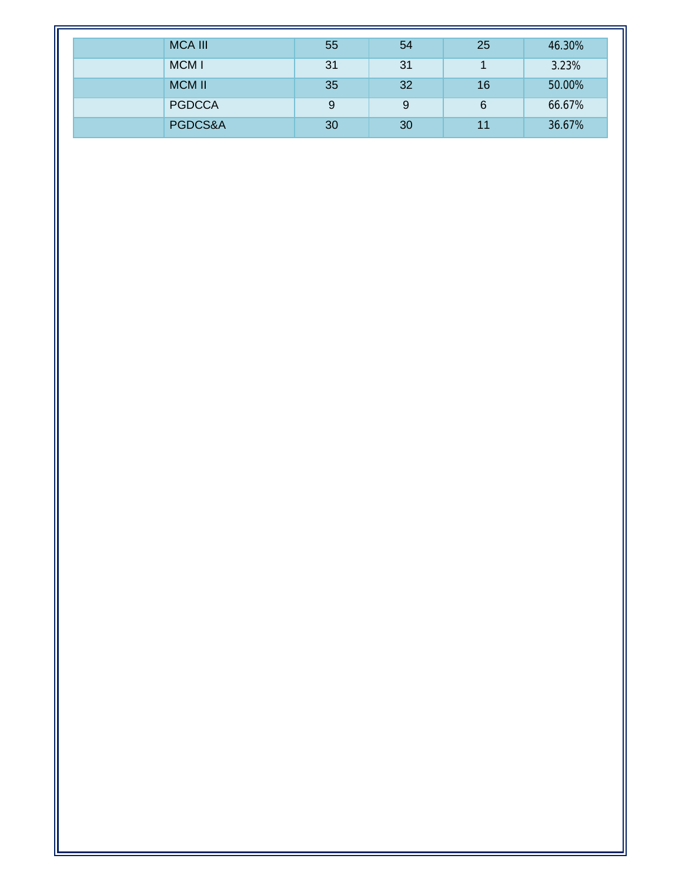| | | | | | |
|---|---|---|---|---|---|
| | MCA III | 55 | 54 | 25 | 46.30% |
| | MCM I | 31 | 31 | 1 | 3.23% |
| | MCM II | 35 | 32 | 16 | 50.00% |
| | PGDCCA | 9 | 9 | 6 | 66.67% |
| | PGDCS&A | 30 | 30 | 11 | 36.67% |